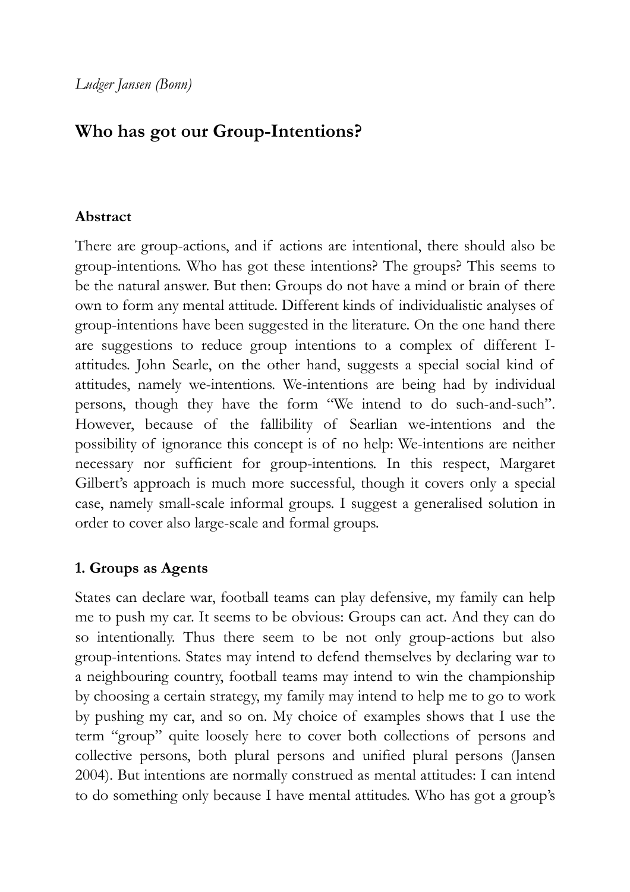*Ludger Jansen (Bonn)*

# Who has got our Group-Intentions?

## Abstract

There are group-actions, and if actions are intentional, there should also be group-intentions. Who has got these intentions? The groups? This seems to be the natural answer. But then: Groups do not have a mind or brain of there own to form any mental attitude. Different kinds of individualistic analyses of group-intentions have been suggested in the literature. On the one hand there are suggestions to reduce group intentions to a complex of different I-attitudes. John Searle, on the other hand, suggests a special social kind of attitudes, namely we-intentions. We-intentions are being had by individual persons, though they have the form "We intend to do such-and-such". However, because of the fallibility of Searlian we-intentions and the possibility of ignorance this concept is of no help: We-intentions are neither necessary nor sufficient for group-intentions. In this respect, Margaret Gilbert's approach is much more successful, though it covers only a special case, namely small-scale informal groups. I suggest a generalised solution in order to cover also large-scale and formal groups.

## 1. Groups as Agents

States can declare war, football teams can play defensive, my family can help me to push my car. It seems to be obvious: Groups can act. And they can do so intentionally. Thus there seem to be not only group-actions but also group-intentions. States may intend to defend themselves by declaring war to a neighbouring country, football teams may intend to win the championship by choosing a certain strategy, my family may intend to help me to go to work by pushing my car, and so on. My choice of examples shows that I use the term "group" quite loosely here to cover both collections of persons and collective persons, both plural persons and unified plural persons (Jansen 2004). But intentions are normally construed as mental attitudes: I can intend to do something only because I have mental attitudes. Who has got a group's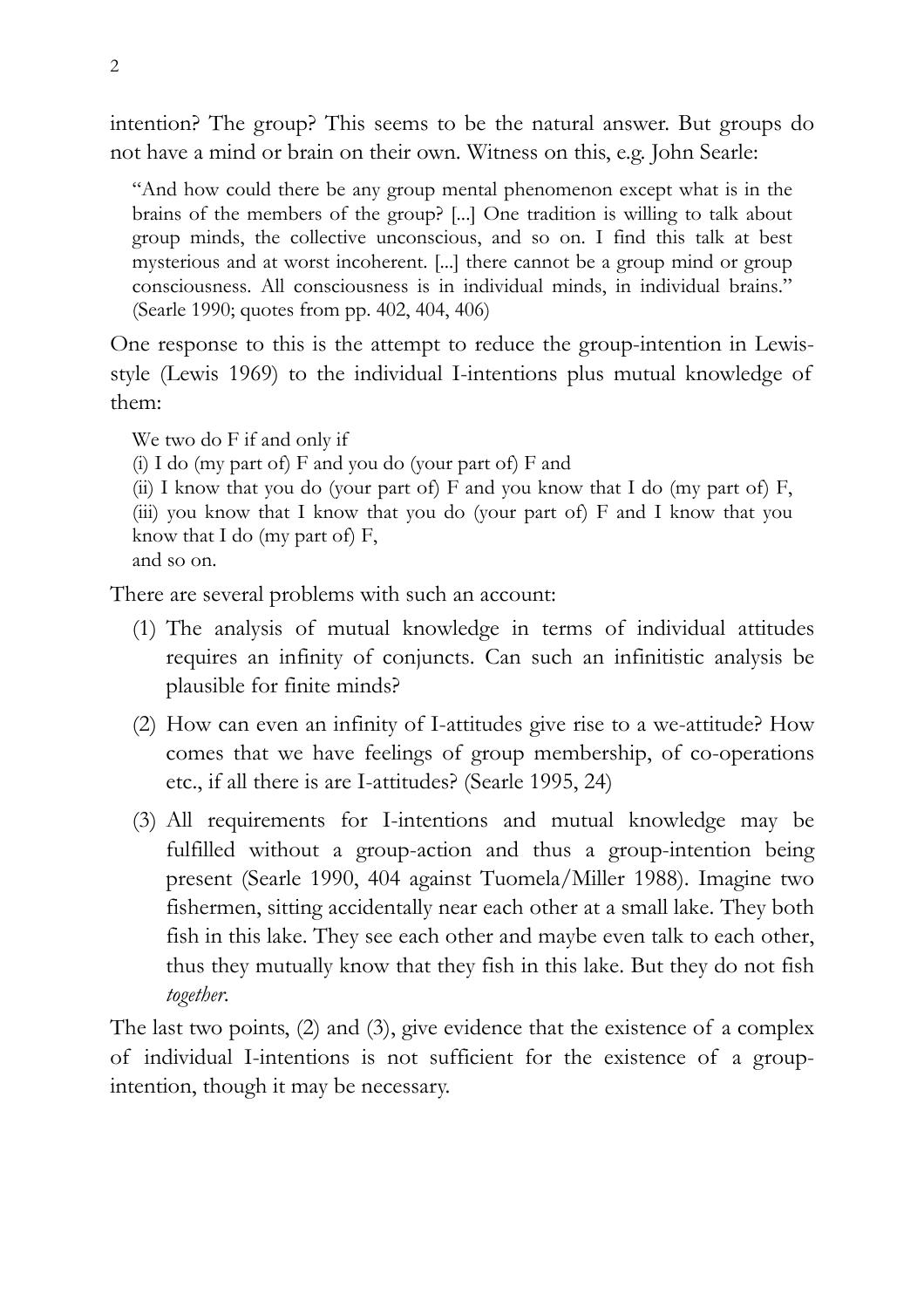intention? The group? This seems to be the natural answer. But groups do not have a mind or brain on their own. Witness on this, e.g. John Searle:

> "And how could there be any group mental phenomenon except what is in the brains of the members of the group? [...] One tradition is willing to talk about group minds, the collective unconscious, and so on. I find this talk at best mysterious and at worst incoherent. [...] there cannot be a group mind or group consciousness. All consciousness is in individual minds, in individual brains." (Searle 1990; quotes from pp. 402, 404, 406)

One response to this is the attempt to reduce the group-intention in Lewis-style (Lewis 1969) to the individual I-intentions plus mutual knowledge of them:

> We two do F if and only if
> (i) I do (my part of) F and you do (your part of) F and
> (ii) I know that you do (your part of) F and you know that I do (my part of) F,
> (iii) you know that I know that you do (your part of) F and I know that you know that I do (my part of) F,
> and so on.

There are several problems with such an account:

(1) The analysis of mutual knowledge in terms of individual attitudes requires an infinity of conjuncts. Can such an infinitistic analysis be plausible for finite minds?

(2) How can even an infinity of I-attitudes give rise to a we-attitude? How comes that we have feelings of group membership, of co-operations etc., if all there is are I-attitudes? (Searle 1995, 24)

(3) All requirements for I-intentions and mutual knowledge may be fulfilled without a group-action and thus a group-intention being present (Searle 1990, 404 against Tuomela/Miller 1988). Imagine two fishermen, sitting accidentally near each other at a small lake. They both fish in this lake. They see each other and maybe even talk to each other, thus they mutually know that they fish in this lake. But they do not fish *together*.

The last two points, (2) and (3), give evidence that the existence of a complex of individual I-intentions is not sufficient for the existence of a group-intention, though it may be necessary.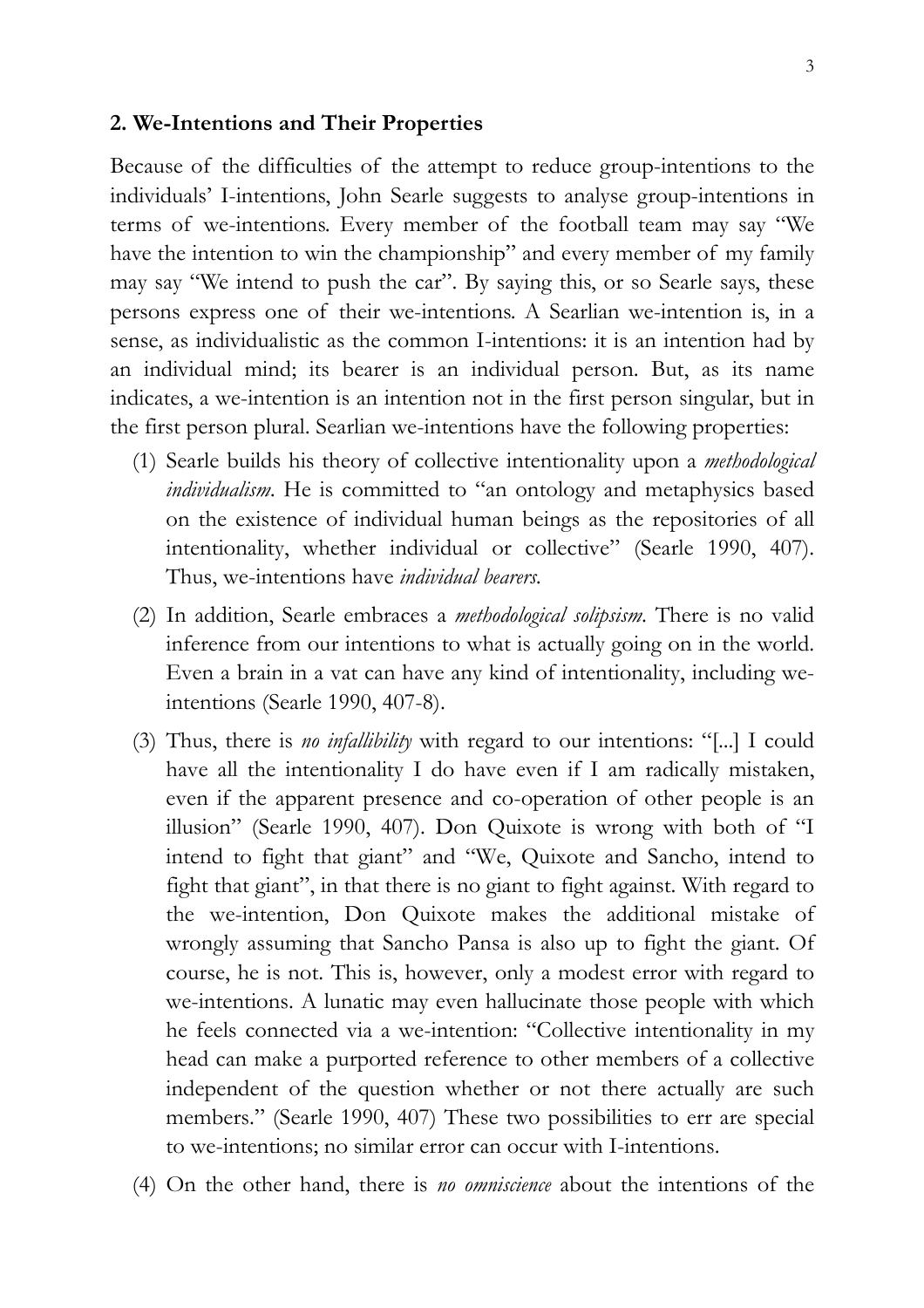## 2. We-Intentions and Their Properties

Because of the difficulties of the attempt to reduce group-intentions to the individuals' I-intentions, John Searle suggests to analyse group-intentions in terms of we-intentions. Every member of the football team may say "We have the intention to win the championship" and every member of my family may say "We intend to push the car". By saying this, or so Searle says, these persons express one of their we-intentions. A Searlian we-intention is, in a sense, as individualistic as the common I-intentions: it is an intention had by an individual mind; its bearer is an individual person. But, as its name indicates, a we-intention is an intention not in the first person singular, but in the first person plural. Searlian we-intentions have the following properties:

(1) Searle builds his theory of collective intentionality upon a *methodological individualism*. He is committed to "an ontology and metaphysics based on the existence of individual human beings as the repositories of all intentionality, whether individual or collective" (Searle 1990, 407). Thus, we-intentions have *individual bearers*.

(2) In addition, Searle embraces a *methodological solipsism*. There is no valid inference from our intentions to what is actually going on in the world. Even a brain in a vat can have any kind of intentionality, including we-intentions (Searle 1990, 407-8).

(3) Thus, there is *no infallibility* with regard to our intentions: "[...] I could have all the intentionality I do have even if I am radically mistaken, even if the apparent presence and co-operation of other people is an illusion" (Searle 1990, 407). Don Quixote is wrong with both of "I intend to fight that giant" and "We, Quixote and Sancho, intend to fight that giant", in that there is no giant to fight against. With regard to the we-intention, Don Quixote makes the additional mistake of wrongly assuming that Sancho Pansa is also up to fight the giant. Of course, he is not. This is, however, only a modest error with regard to we-intentions. A lunatic may even hallucinate those people with which he feels connected via a we-intention: "Collective intentionality in my head can make a purported reference to other members of a collective independent of the question whether or not there actually are such members." (Searle 1990, 407) These two possibilities to err are special to we-intentions; no similar error can occur with I-intentions.

(4) On the other hand, there is *no omniscience* about the intentions of the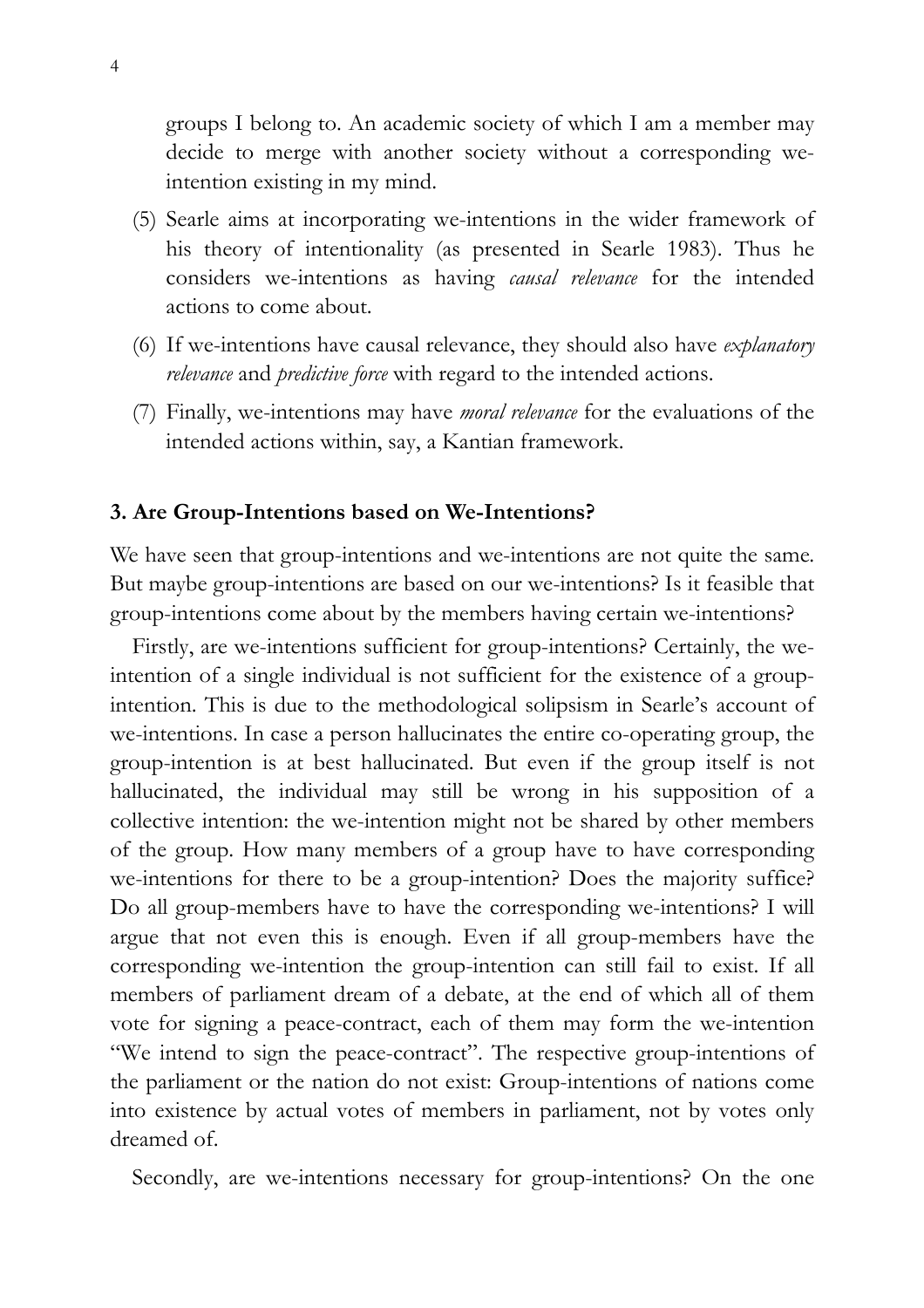groups I belong to. An academic society of which I am a member may decide to merge with another society without a corresponding we-intention existing in my mind.

(5) Searle aims at incorporating we-intentions in the wider framework of his theory of intentionality (as presented in Searle 1983). Thus he considers we-intentions as having *causal relevance* for the intended actions to come about.

(6) If we-intentions have causal relevance, they should also have *explanatory relevance* and *predictive force* with regard to the intended actions.

(7) Finally, we-intentions may have *moral relevance* for the evaluations of the intended actions within, say, a Kantian framework.

## 3. Are Group-Intentions based on We-Intentions?

We have seen that group-intentions and we-intentions are not quite the same. But maybe group-intentions are based on our we-intentions? Is it feasible that group-intentions come about by the members having certain we-intentions?

Firstly, are we-intentions sufficient for group-intentions? Certainly, the we-intention of a single individual is not sufficient for the existence of a group-intention. This is due to the methodological solipsism in Searle's account of we-intentions. In case a person hallucinates the entire co-operating group, the group-intention is at best hallucinated. But even if the group itself is not hallucinated, the individual may still be wrong in his supposition of a collective intention: the we-intention might not be shared by other members of the group. How many members of a group have to have corresponding we-intentions for there to be a group-intention? Does the majority suffice? Do all group-members have to have the corresponding we-intentions? I will argue that not even this is enough. Even if all group-members have the corresponding we-intention the group-intention can still fail to exist. If all members of parliament dream of a debate, at the end of which all of them vote for signing a peace-contract, each of them may form the we-intention "We intend to sign the peace-contract". The respective group-intentions of the parliament or the nation do not exist: Group-intentions of nations come into existence by actual votes of members in parliament, not by votes only dreamed of.

Secondly, are we-intentions necessary for group-intentions? On the one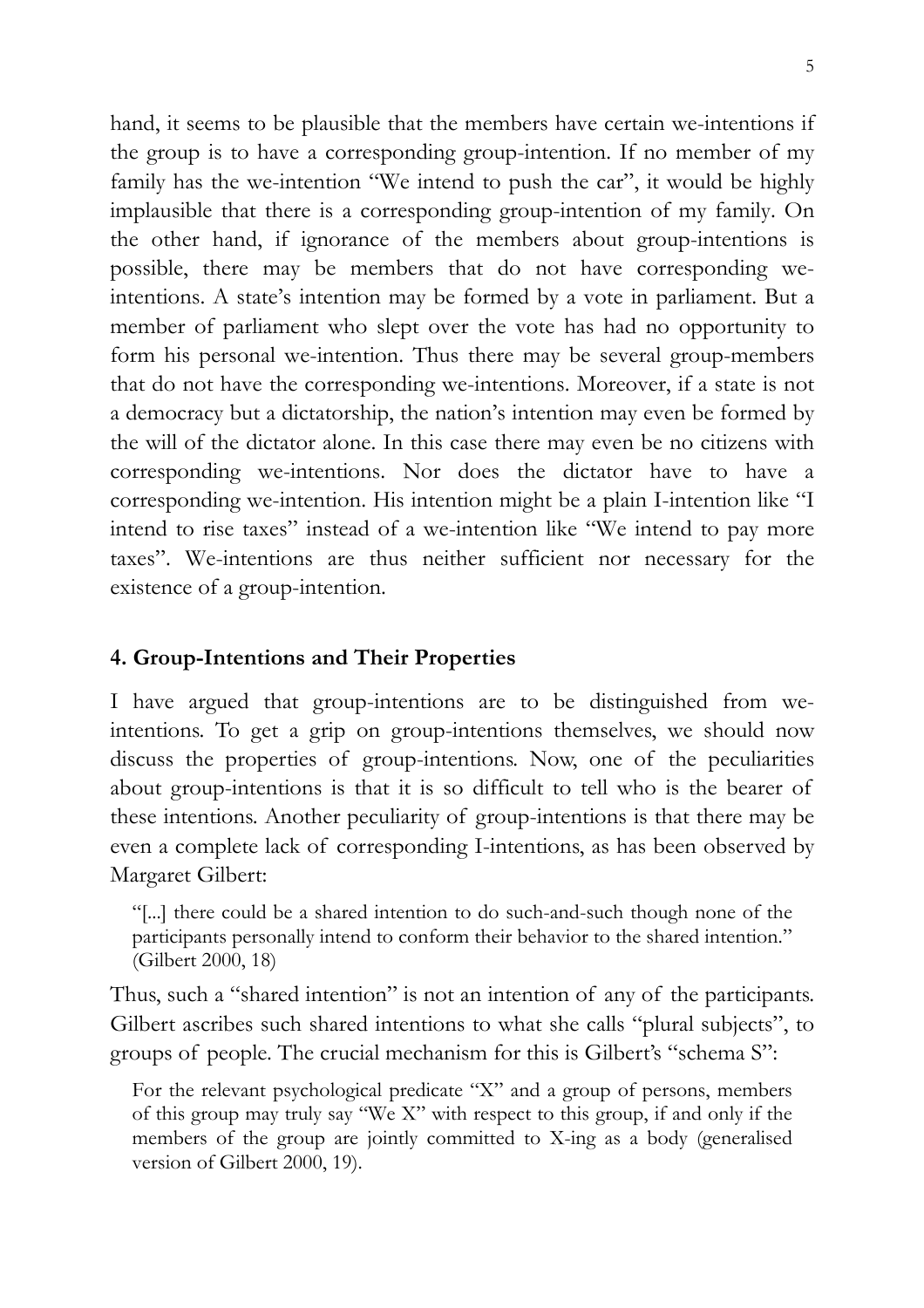hand, it seems to be plausible that the members have certain we-intentions if the group is to have a corresponding group-intention. If no member of my family has the we-intention "We intend to push the car", it would be highly implausible that there is a corresponding group-intention of my family. On the other hand, if ignorance of the members about group-intentions is possible, there may be members that do not have corresponding we-intentions. A state's intention may be formed by a vote in parliament. But a member of parliament who slept over the vote has had no opportunity to form his personal we-intention. Thus there may be several group-members that do not have the corresponding we-intentions. Moreover, if a state is not a democracy but a dictatorship, the nation's intention may even be formed by the will of the dictator alone. In this case there may even be no citizens with corresponding we-intentions. Nor does the dictator have to have a corresponding we-intention. His intention might be a plain I-intention like "I intend to rise taxes" instead of a we-intention like "We intend to pay more taxes". We-intentions are thus neither sufficient nor necessary for the existence of a group-intention.

## 4. Group-Intentions and Their Properties

I have argued that group-intentions are to be distinguished from we-intentions. To get a grip on group-intentions themselves, we should now discuss the properties of group-intentions. Now, one of the peculiarities about group-intentions is that it is so difficult to tell who is the bearer of these intentions. Another peculiarity of group-intentions is that there may be even a complete lack of corresponding I-intentions, as has been observed by Margaret Gilbert:

> "[...] there could be a shared intention to do such-and-such though none of the participants personally intend to conform their behavior to the shared intention." (Gilbert 2000, 18)

Thus, such a "shared intention" is not an intention of any of the participants. Gilbert ascribes such shared intentions to what she calls "plural subjects", to groups of people. The crucial mechanism for this is Gilbert's "schema S":

> For the relevant psychological predicate "X" and a group of persons, members of this group may truly say "We X" with respect to this group, if and only if the members of the group are jointly committed to X-ing as a body (generalised version of Gilbert 2000, 19).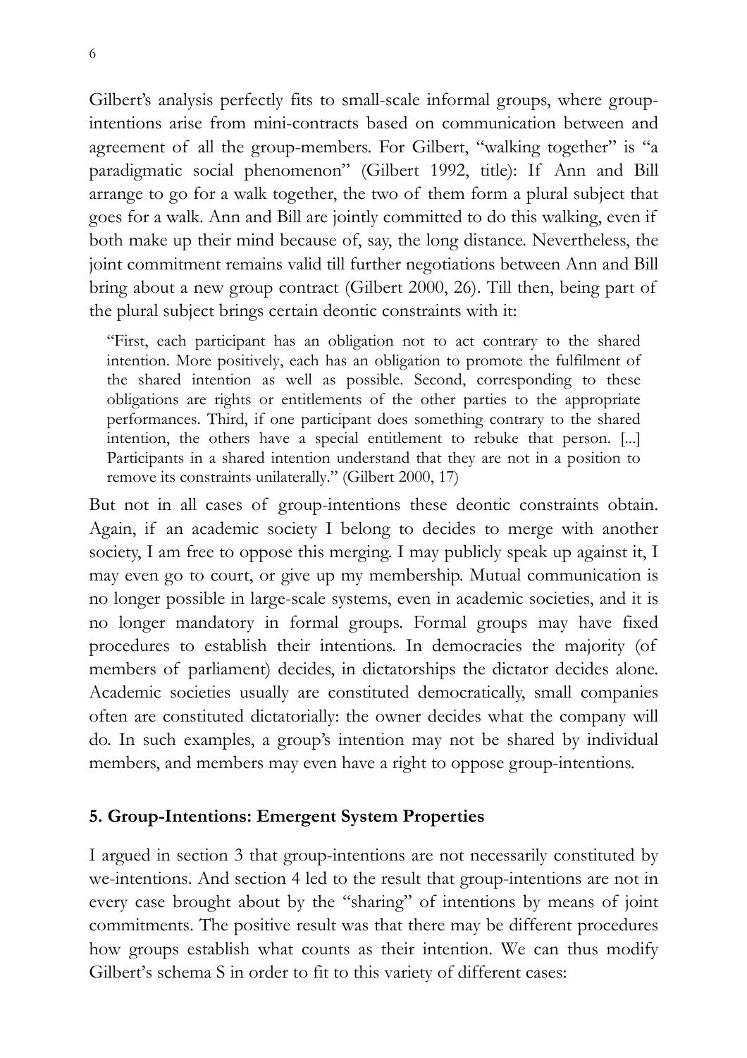Gilbert's analysis perfectly fits to small-scale informal groups, where group-intentions arise from mini-contracts based on communication between and agreement of all the group-members. For Gilbert, "walking together" is "a paradigmatic social phenomenon" (Gilbert 1992, title): If Ann and Bill arrange to go for a walk together, the two of them form a plural subject that goes for a walk. Ann and Bill are jointly committed to do this walking, even if both make up their mind because of, say, the long distance. Nevertheless, the joint commitment remains valid till further negotiations between Ann and Bill bring about a new group contract (Gilbert 2000, 26). Till then, being part of the plural subject brings certain deontic constraints with it:

> "First, each participant has an obligation not to act contrary to the shared intention. More positively, each has an obligation to promote the fulfilment of the shared intention as well as possible. Second, corresponding to these obligations are rights or entitlements of the other parties to the appropriate performances. Third, if one participant does something contrary to the shared intention, the others have a special entitlement to rebuke that person. [...] Participants in a shared intention understand that they are not in a position to remove its constraints unilaterally." (Gilbert 2000, 17)

But not in all cases of group-intentions these deontic constraints obtain. Again, if an academic society I belong to decides to merge with another society, I am free to oppose this merging. I may publicly speak up against it, I may even go to court, or give up my membership. Mutual communication is no longer possible in large-scale systems, even in academic societies, and it is no longer mandatory in formal groups. Formal groups may have fixed procedures to establish their intentions. In democracies the majority (of members of parliament) decides, in dictatorships the dictator decides alone. Academic societies usually are constituted democratically, small companies often are constituted dictatorially: the owner decides what the company will do. In such examples, a group's intention may not be shared by individual members, and members may even have a right to oppose group-intentions.

## 5. Group-Intentions: Emergent System Properties

I argued in section 3 that group-intentions are not necessarily constituted by we-intentions. And section 4 led to the result that group-intentions are not in every case brought about by the "sharing" of intentions by means of joint commitments. The positive result was that there may be different procedures how groups establish what counts as their intention. We can thus modify Gilbert's schema S in order to fit to this variety of different cases: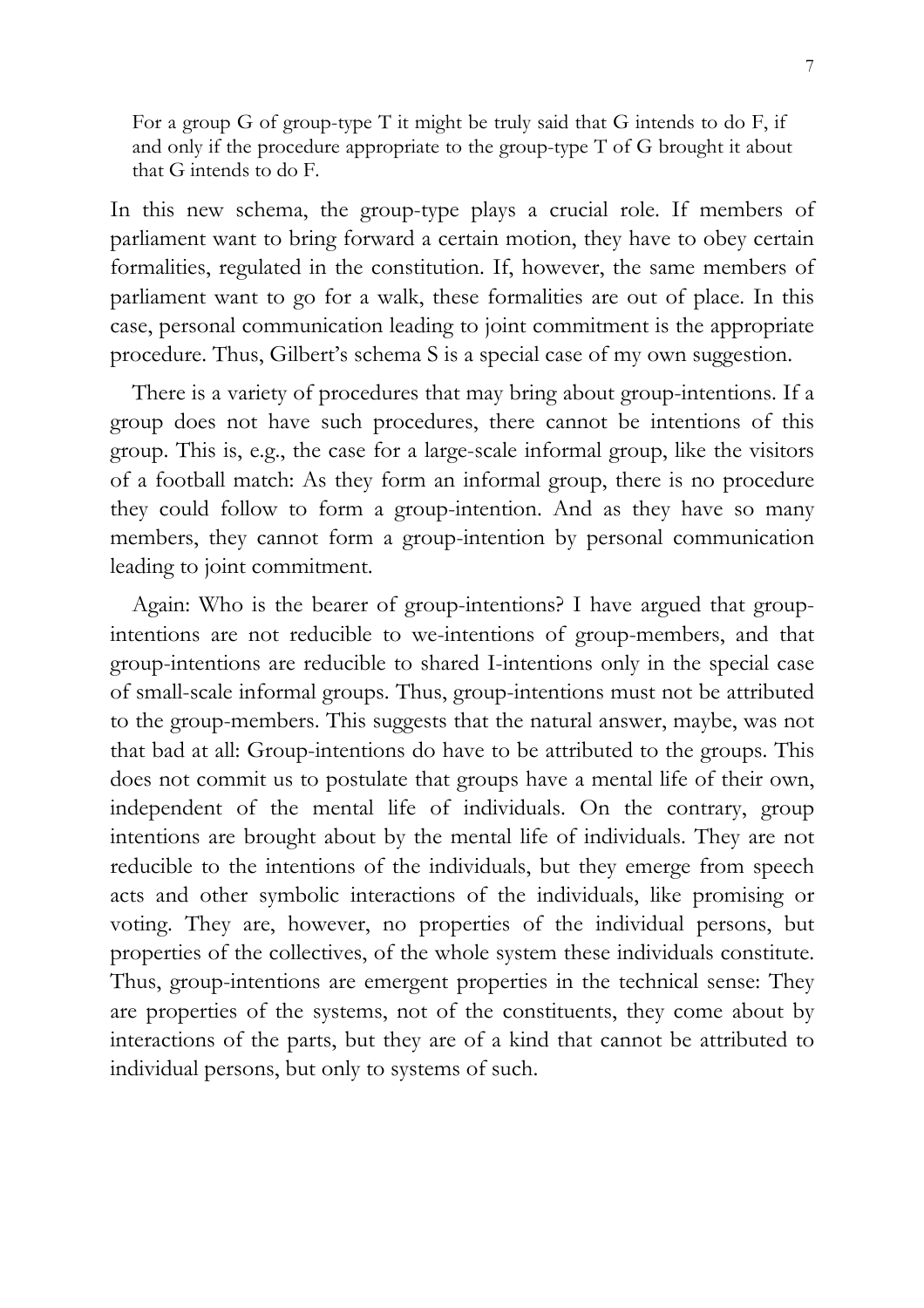> For a group G of group-type T it might be truly said that G intends to do F, if and only if the procedure appropriate to the group-type T of G brought it about that G intends to do F.

In this new schema, the group-type plays a crucial role. If members of parliament want to bring forward a certain motion, they have to obey certain formalities, regulated in the constitution. If, however, the same members of parliament want to go for a walk, these formalities are out of place. In this case, personal communication leading to joint commitment is the appropriate procedure. Thus, Gilbert's schema S is a special case of my own suggestion.

There is a variety of procedures that may bring about group-intentions. If a group does not have such procedures, there cannot be intentions of this group. This is, e.g., the case for a large-scale informal group, like the visitors of a football match: As they form an informal group, there is no procedure they could follow to form a group-intention. And as they have so many members, they cannot form a group-intention by personal communication leading to joint commitment.

Again: Who is the bearer of group-intentions? I have argued that group-intentions are not reducible to we-intentions of group-members, and that group-intentions are reducible to shared I-intentions only in the special case of small-scale informal groups. Thus, group-intentions must not be attributed to the group-members. This suggests that the natural answer, maybe, was not that bad at all: Group-intentions do have to be attributed to the groups. This does not commit us to postulate that groups have a mental life of their own, independent of the mental life of individuals. On the contrary, group intentions are brought about by the mental life of individuals. They are not reducible to the intentions of the individuals, but they emerge from speech acts and other symbolic interactions of the individuals, like promising or voting. They are, however, no properties of the individual persons, but properties of the collectives, of the whole system these individuals constitute. Thus, group-intentions are emergent properties in the technical sense: They are properties of the systems, not of the constituents, they come about by interactions of the parts, but they are of a kind that cannot be attributed to individual persons, but only to systems of such.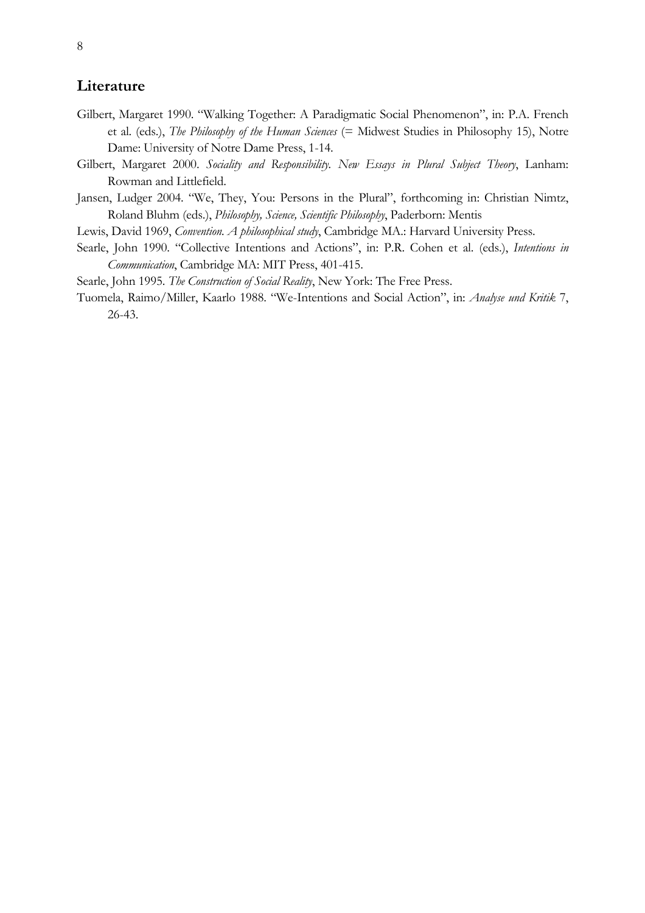## Literature

Gilbert, Margaret 1990. "Walking Together: A Paradigmatic Social Phenomenon", in: P.A. French et al. (eds.), *The Philosophy of the Human Sciences* (= Midwest Studies in Philosophy 15), Notre Dame: University of Notre Dame Press, 1-14.

Gilbert, Margaret 2000. *Sociality and Responsibility. New Essays in Plural Subject Theory*, Lanham: Rowman and Littlefield.

Jansen, Ludger 2004. "We, They, You: Persons in the Plural", forthcoming in: Christian Nimtz, Roland Bluhm (eds.), *Philosophy, Science, Scientific Philosophy*, Paderborn: Mentis

Lewis, David 1969, *Convention. A philosophical study*, Cambridge MA.: Harvard University Press.

Searle, John 1990. "Collective Intentions and Actions", in: P.R. Cohen et al. (eds.), *Intentions in Communication*, Cambridge MA: MIT Press, 401-415.

Searle, John 1995. *The Construction of Social Reality*, New York: The Free Press.

Tuomela, Raimo/Miller, Kaarlo 1988. "We-Intentions and Social Action", in: *Analyse und Kritik* 7, 26-43.